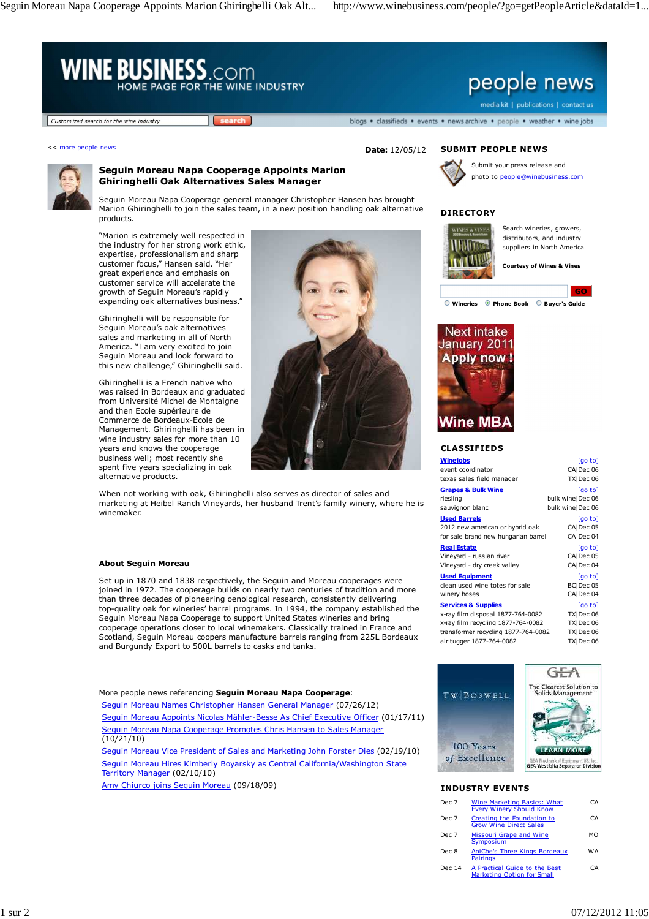<< more people news

**Date:** 12/05/12

# Seguin Moreau Napa Cooperage Appoints Marion Ghiringhelli Oak Alternatives Sales Manager

Seguin Moreau Napa Cooperage general manager Christopher Hansen has brought Marion Ghiringhelli to join the sales team, in a new position handling oak alternative products.

"Marion is extremely well respected in the industry for her strong work ethic, expertise, professionalism and sharp customer focus," Hansen said. "Her great experience and emphasis on customer service will accelerate the growth of Seguin Moreau's rapidly expanding oak alternatives business."

Ghiringhelli will be responsible for Seguin Moreau's oak alternatives sales and marketing in all of North America. "I am very excited to join Seguin Moreau and look forward to this new challenge," Ghiringhelli said.

Ghiringhelli is a French native who was raised in Bordeaux and graduated from Université Michel de Montaigne and then Ecole supérieure de Commerce de Bordeaux-Ecole de Management. Ghiringhelli has been in wine industry sales for more than 10 years and knows the cooperage business well; most recently she spent five years specializing in oak alternative products.

When not working with oak, Ghiringhelli also serves as director of sales and marketing at Heibel Ranch Vineyards, her husband Trent's family winery, where he is winemaker.

**About Seguin Moreau**

Set up in 1870 and 1838 respectively, the Seguin and Moreau cooperages were joined in 1972. The cooperage builds on nearly two centuries of tradition and more than three decades of pioneering oenological research, consistently delivering top-quality oak for wineries' barrel programs. In 1994, the company established the Seguin Moreau Napa Cooperage to support United States wineries and bring cooperage operations closer to local winemakers. Classically trained in France and Scotland, Seguin Moreau coopers manufacture barrels ranging from 225L Bordeaux and Burgundy Export to 500L barrels to casks and tanks.

More people news referencing **Seguin Moreau Napa Cooperage**:

- Seguin Moreau Names Christopher Hansen General Manager (07/26/12)
- Seguin Moreau Appoints Nicolas Mähler-Besse As Chief Executive Officer (01/17/11)
- Seguin Moreau Napa Cooperage Promotes Chris Hansen to Sales Manager (10/21/10)
- Seguin Moreau Vice President of Sales and Marketing John Forster Dies (02/19/10)
- Seguin Moreau Hires Kimberly Boyarsky as Central California/Washington State Territory Manager (02/10/10)
- Amy Chiurco joins Seguin Moreau (09/18/09)

## SUBMIT PEOPLE NEWS

Submit your press release and photo to people@winebusiness.com

## DIRECTORY

Search wineries, growers, distributors, and industry suppliers in North America

Courtesy of Wines & Vines

## CLASSIFIEDS

**Winejobs** [go to]
- event coordinator CA|Dec 06
- texas sales field manager TX|Dec 06

**Grapes & Bulk Wine** [go to]
- riesling bulk wine|Dec 06
- sauvignon blanc bulk wine|Dec 06

**Used Barrels** [go to]
- 2012 new american or hybrid oak CA|Dec 05
- for sale brand new hungarian barrel CA|Dec 04

**Real Estate** [go to]
- Vineyard - russian river CA|Dec 05
- Vineyard - dry creek valley CA|Dec 04

**Used Equipment** [go to]
- clean used wine totes for sale BC|Dec 05
- winery hoses CA|Dec 04

**Services & Supplies** [go to]
- x-ray film disposal 1877-764-0082 TX|Dec 06
- x-ray film recycling 1877-764-0082 TX|Dec 06
- transformer recycling 1877-764-0082 TX|Dec 06
- air tugger 1877-764-0082 TX|Dec 06

## INDUSTRY EVENTS

| Date | Event | State |
|---|---|---|
| Dec 7 | Wine Marketing Basics: What Every Winery Should Know | CA |
| Dec 7 | Creating the Foundation to Grow Wine Direct Sales | CA |
| Dec 7 | Missouri Grape and Wine Symposium | MO |
| Dec 8 | AniChe's Three Kings Bordeaux Pairings | WA |
| Dec 14 | A Practical Guide to the Best Marketing Option for Small | CA |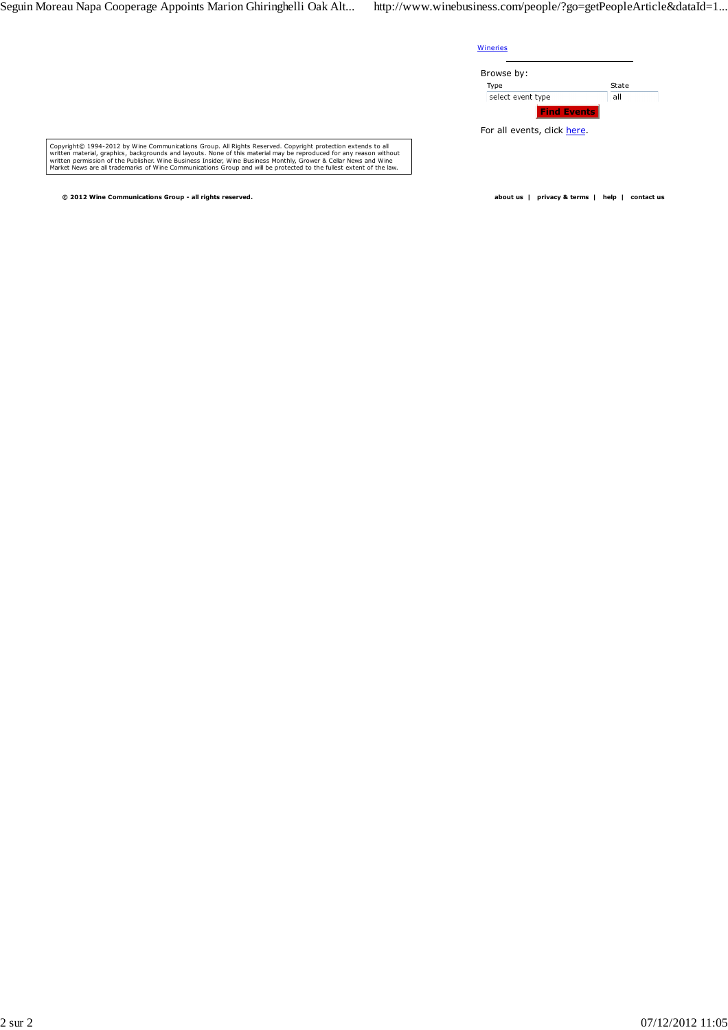[Wineries](#)

Browse by:

| Type | State |
| --- | --- |
| select event type | all |

**Find Events**

For all events, click [here](#).

Copyright© 1994-2012 by Wine Communications Group. All Rights Reserved. Copyright protection extends to all written material, graphics, backgrounds and layouts. None of this material may be reproduced for any reason without written permission of the Publisher. Wine Business Insider, Wine Business Monthly, Grower & Cellar News and Wine Market News are all trademarks of Wine Communications Group and will be protected to the fullest extent of the law.

**© 2012 Wine Communications Group - all rights reserved.**

**about us | privacy & terms | help | contact us**